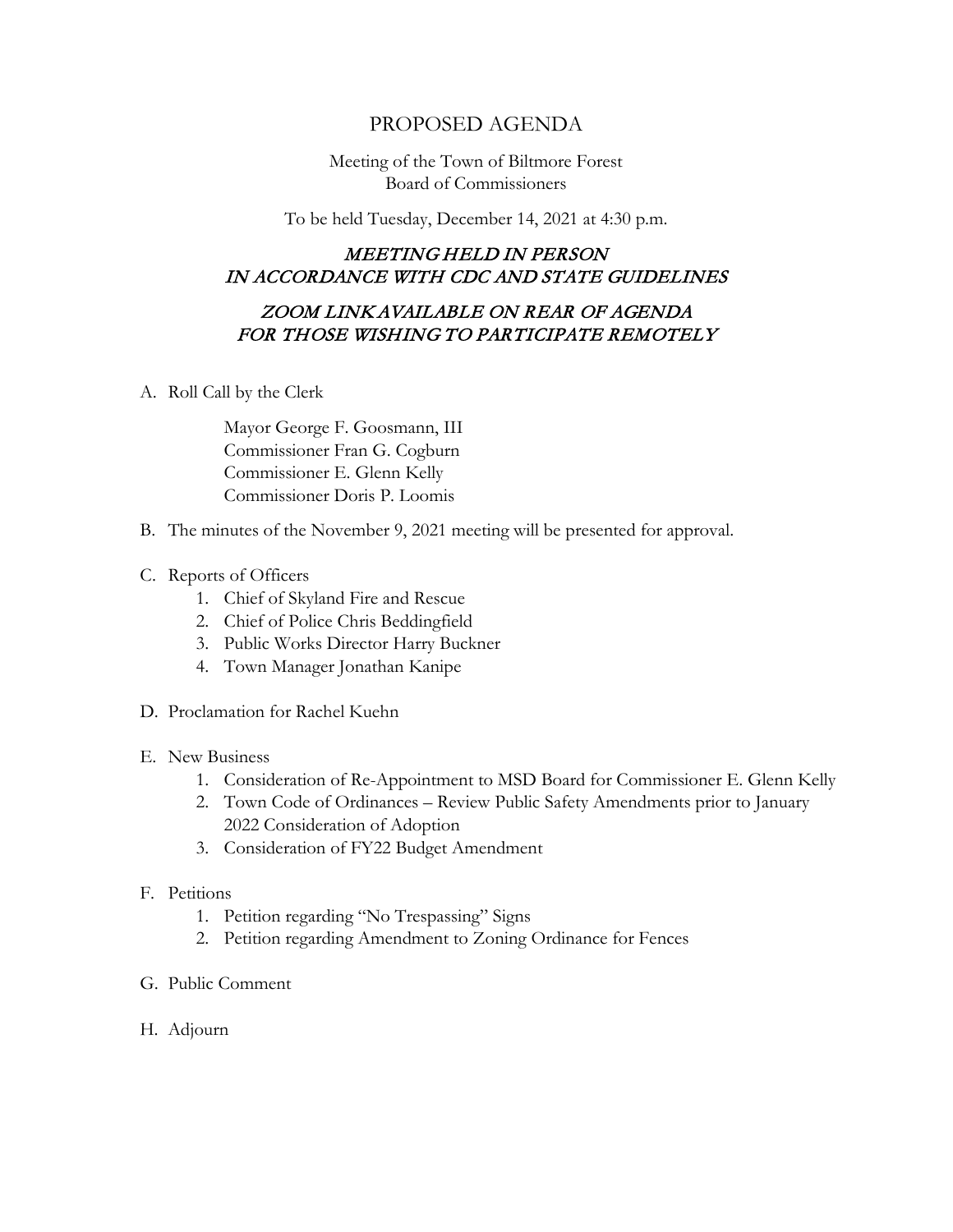# PROPOSED AGENDA

Meeting of the Town of Biltmore Forest
Board of Commissioners

To be held Tuesday, December 14, 2021 at 4:30 p.m.

***MEETING HELD IN PERSON
IN ACCORDANCE WITH CDC AND STATE GUIDELINES***

***ZOOM LINK AVAILABLE ON REAR OF AGENDA
FOR THOSE WISHING TO PARTICIPATE REMOTELY***

A. Roll Call by the Clerk

    Mayor George F. Goosmann, III
    Commissioner Fran G. Cogburn
    Commissioner E. Glenn Kelly
    Commissioner Doris P. Loomis

B. The minutes of the November 9, 2021 meeting will be presented for approval.

C. Reports of Officers
    1. Chief of Skyland Fire and Rescue
    2. Chief of Police Chris Beddingfield
    3. Public Works Director Harry Buckner
    4. Town Manager Jonathan Kanipe

D. Proclamation for Rachel Kuehn

E. New Business
    1. Consideration of Re-Appointment to MSD Board for Commissioner E. Glenn Kelly
    2. Town Code of Ordinances – Review Public Safety Amendments prior to January 2022 Consideration of Adoption
    3. Consideration of FY22 Budget Amendment

F. Petitions
    1. Petition regarding "No Trespassing" Signs
    2. Petition regarding Amendment to Zoning Ordinance for Fences

G. Public Comment

H. Adjourn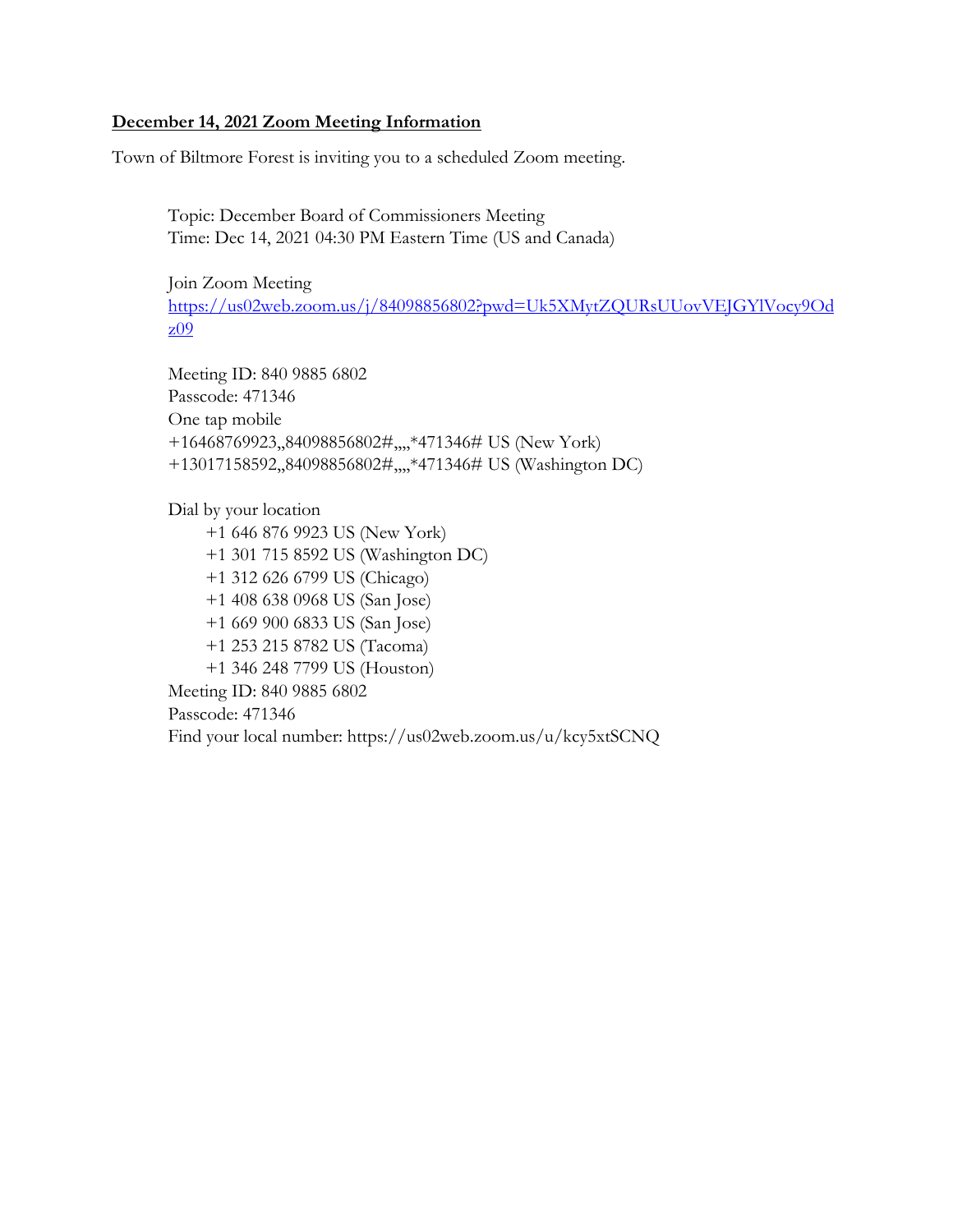**December 14, 2021 Zoom Meeting Information**

Town of Biltmore Forest is inviting you to a scheduled Zoom meeting.

Topic: December Board of Commissioners Meeting
Time: Dec 14, 2021 04:30 PM Eastern Time (US and Canada)

Join Zoom Meeting
https://us02web.zoom.us/j/84098856802?pwd=Uk5XMytZQURsUUovVEJGYlVocy9Odz09

Meeting ID: 840 9885 6802
Passcode: 471346
One tap mobile
+16468769923,,84098856802#,,,,*471346# US (New York)
+13017158592,,84098856802#,,,,*471346# US (Washington DC)

Dial by your location
+1 646 876 9923 US (New York)
+1 301 715 8592 US (Washington DC)
+1 312 626 6799 US (Chicago)
+1 408 638 0968 US (San Jose)
+1 669 900 6833 US (San Jose)
+1 253 215 8782 US (Tacoma)
+1 346 248 7799 US (Houston)

Meeting ID: 840 9885 6802
Passcode: 471346
Find your local number: https://us02web.zoom.us/u/kcy5xtSCNQ